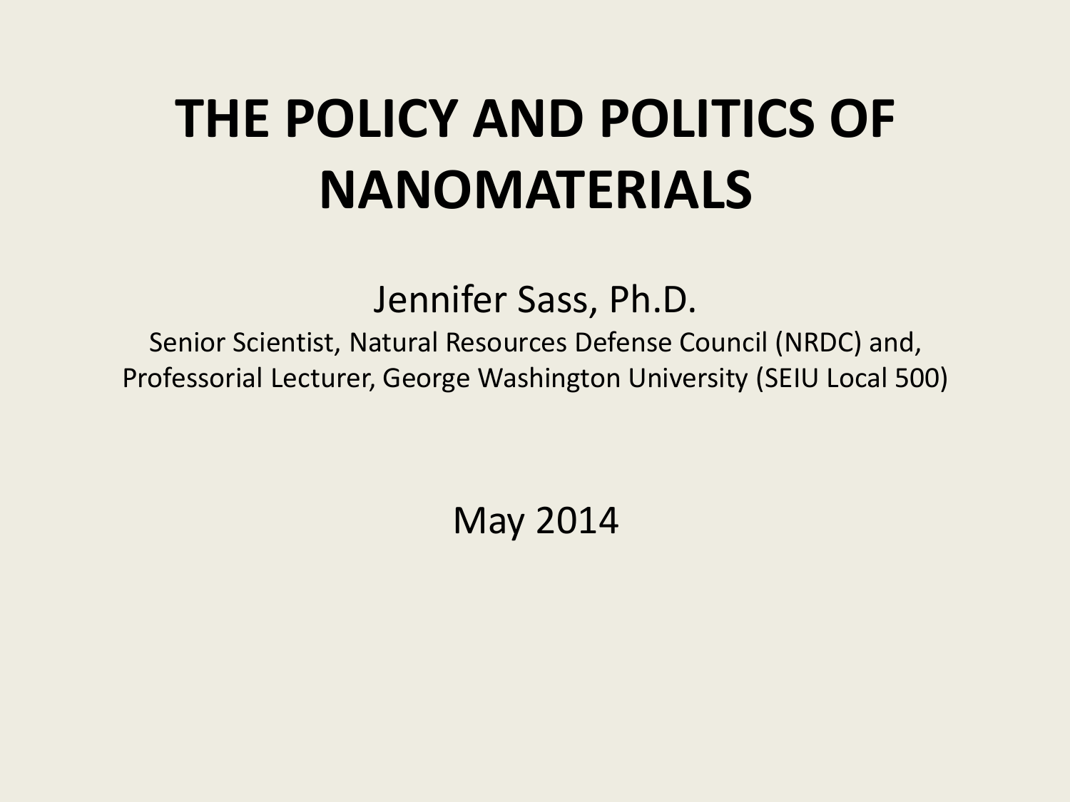# THE POLICY AND POLITICS OF NANOMATERIALS

Jennifer Sass, Ph.D.

Senior Scientist, Natural Resources Defense Council (NRDC) and,
Professorial Lecturer, George Washington University (SEIU Local 500)

May 2014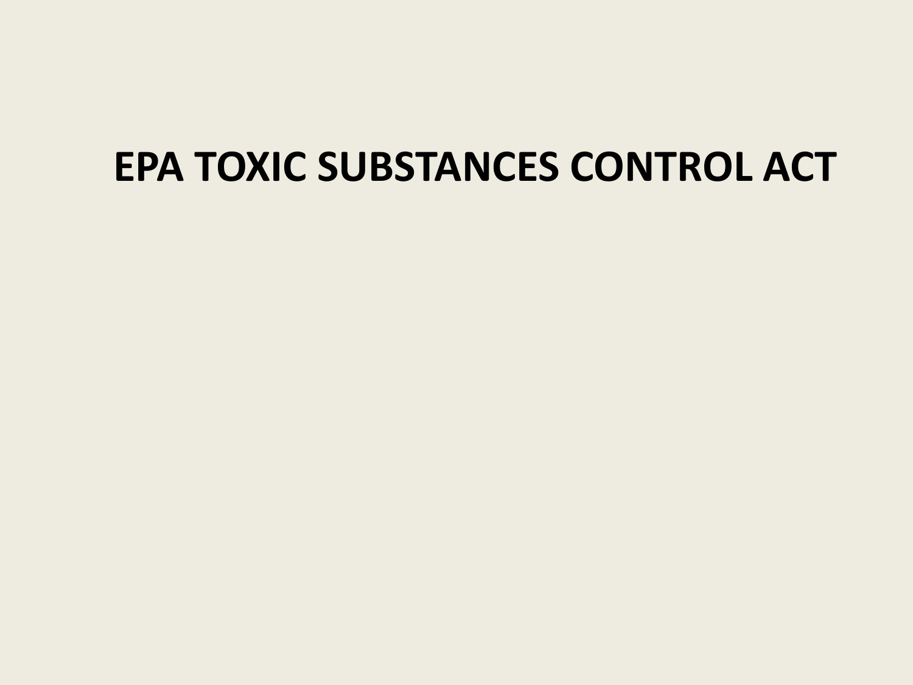# EPA TOXIC SUBSTANCES CONTROL ACT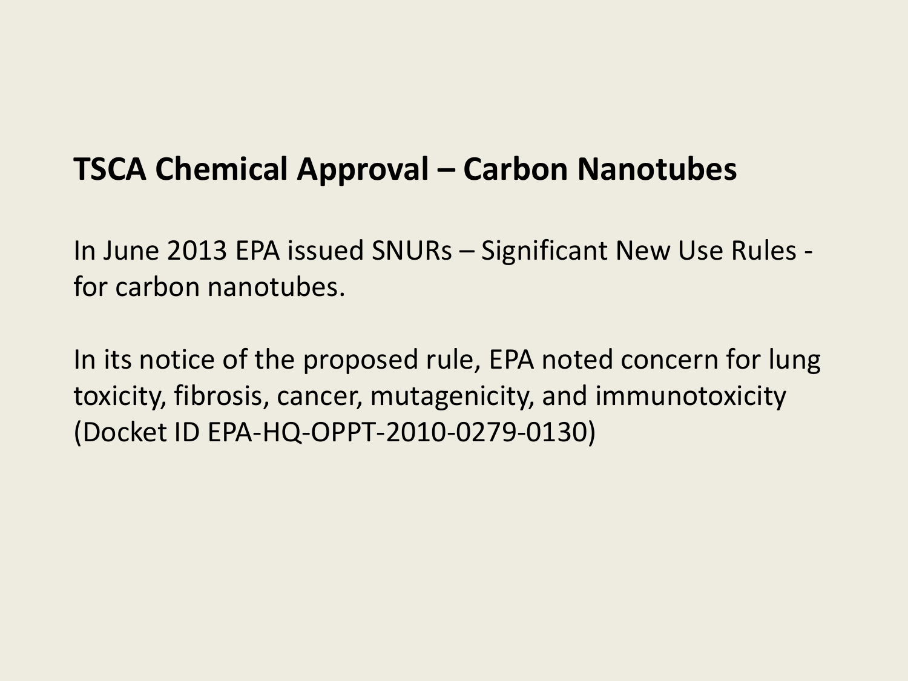## TSCA Chemical Approval – Carbon Nanotubes

In June 2013 EPA issued SNURs – Significant New Use Rules - for carbon nanotubes.

In its notice of the proposed rule, EPA noted concern for lung toxicity, fibrosis, cancer, mutagenicity, and immunotoxicity (Docket ID EPA-HQ-OPPT-2010-0279-0130)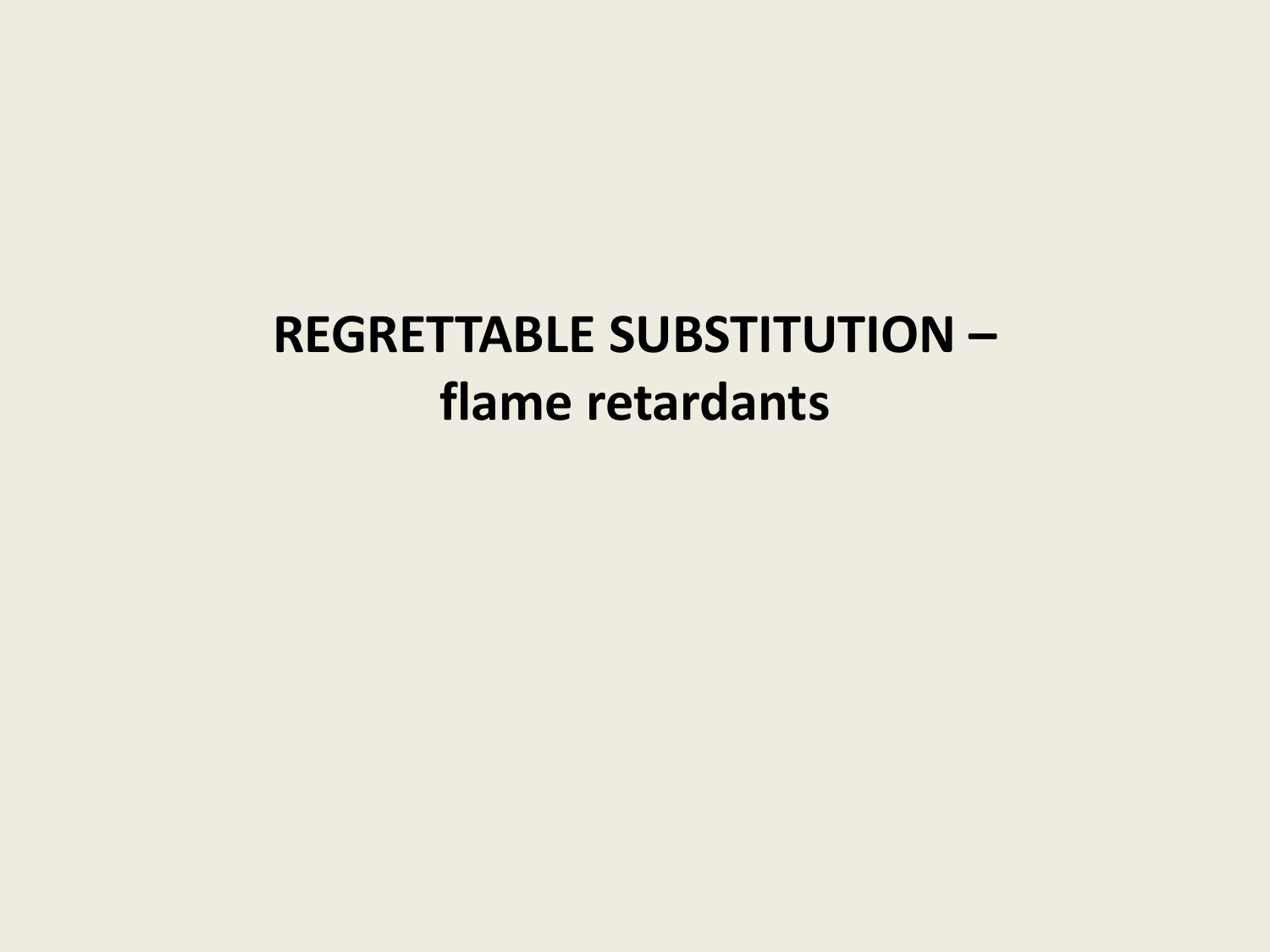# REGRETTABLE SUBSTITUTION – flame retardants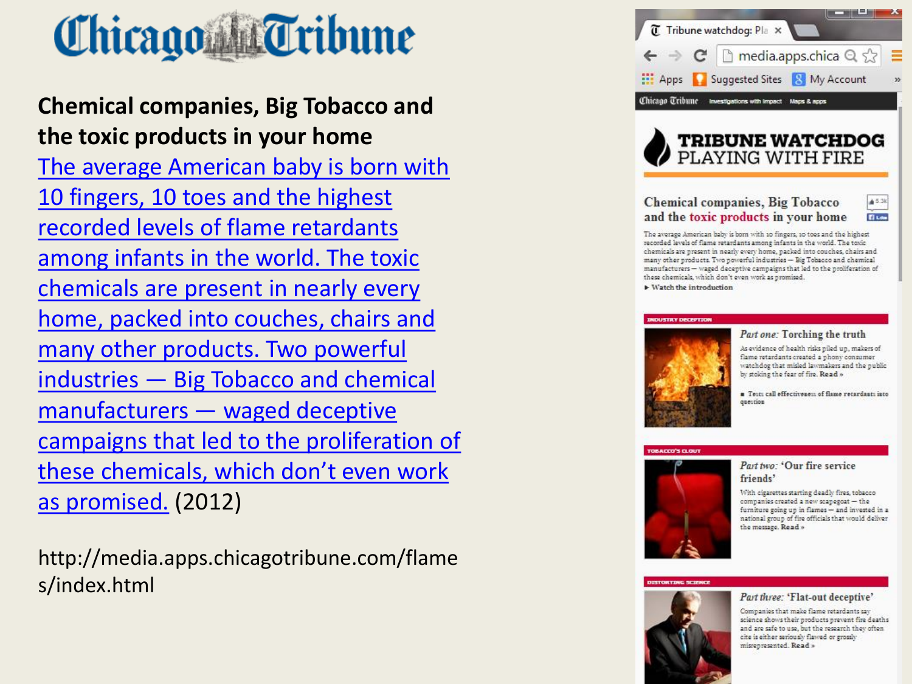# Chicago Tribune

**Chemical companies, Big Tobacco and the toxic products in your home**

The average American baby is born with 10 fingers, 10 toes and the highest recorded levels of flame retardants among infants in the world. The toxic chemicals are present in nearly every home, packed into couches, chairs and many other products. Two powerful industries — Big Tobacco and chemical manufacturers — waged deceptive campaigns that led to the proliferation of these chemicals, which don't even work as promised. (2012)

http://media.apps.chicagotribune.com/flames/index.html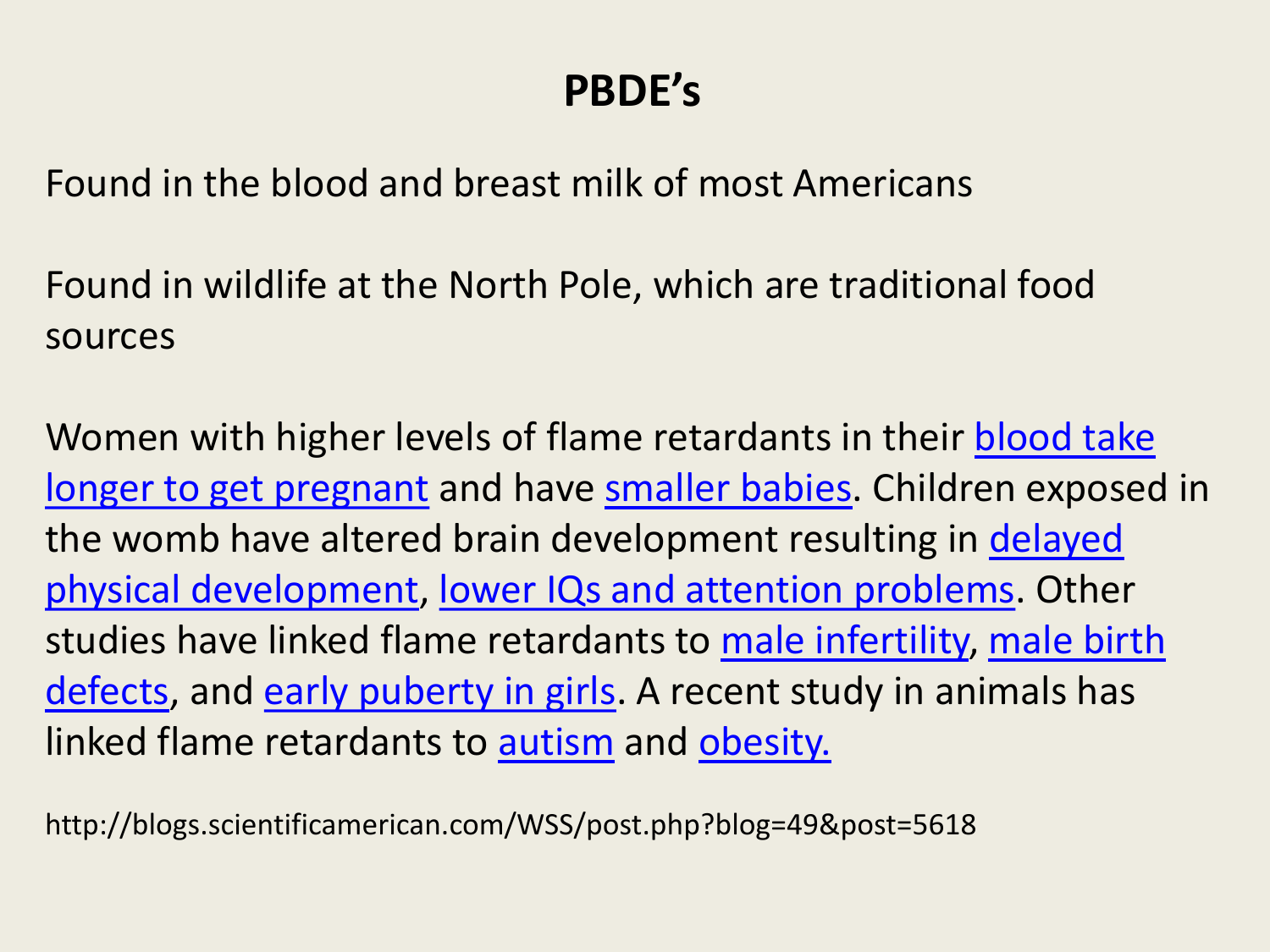# PBDE's

Found in the blood and breast milk of most Americans

Found in wildlife at the North Pole, which are traditional food sources

Women with higher levels of flame retardants in their blood take longer to get pregnant and have smaller babies. Children exposed in the womb have altered brain development resulting in delayed physical development, lower IQs and attention problems. Other studies have linked flame retardants to male infertility, male birth defects, and early puberty in girls. A recent study in animals has linked flame retardants to autism and obesity.

http://blogs.scientificamerican.com/WSS/post.php?blog=49&post=5618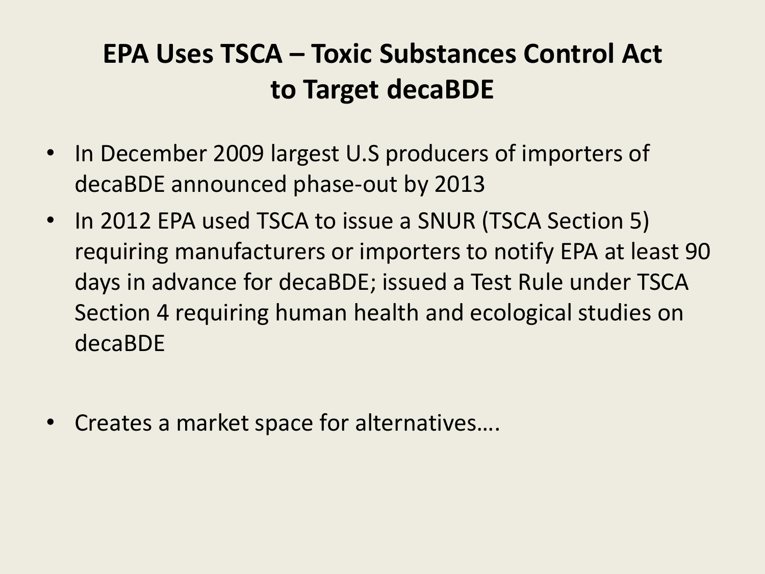# EPA Uses TSCA – Toxic Substances Control Act to Target decaBDE

- In December 2009 largest U.S producers of importers of decaBDE announced phase-out by 2013
- In 2012 EPA used TSCA to issue a SNUR (TSCA Section 5) requiring manufacturers or importers to notify EPA at least 90 days in advance for decaBDE; issued a Test Rule under TSCA Section 4 requiring human health and ecological studies on decaBDE

- Creates a market space for alternatives….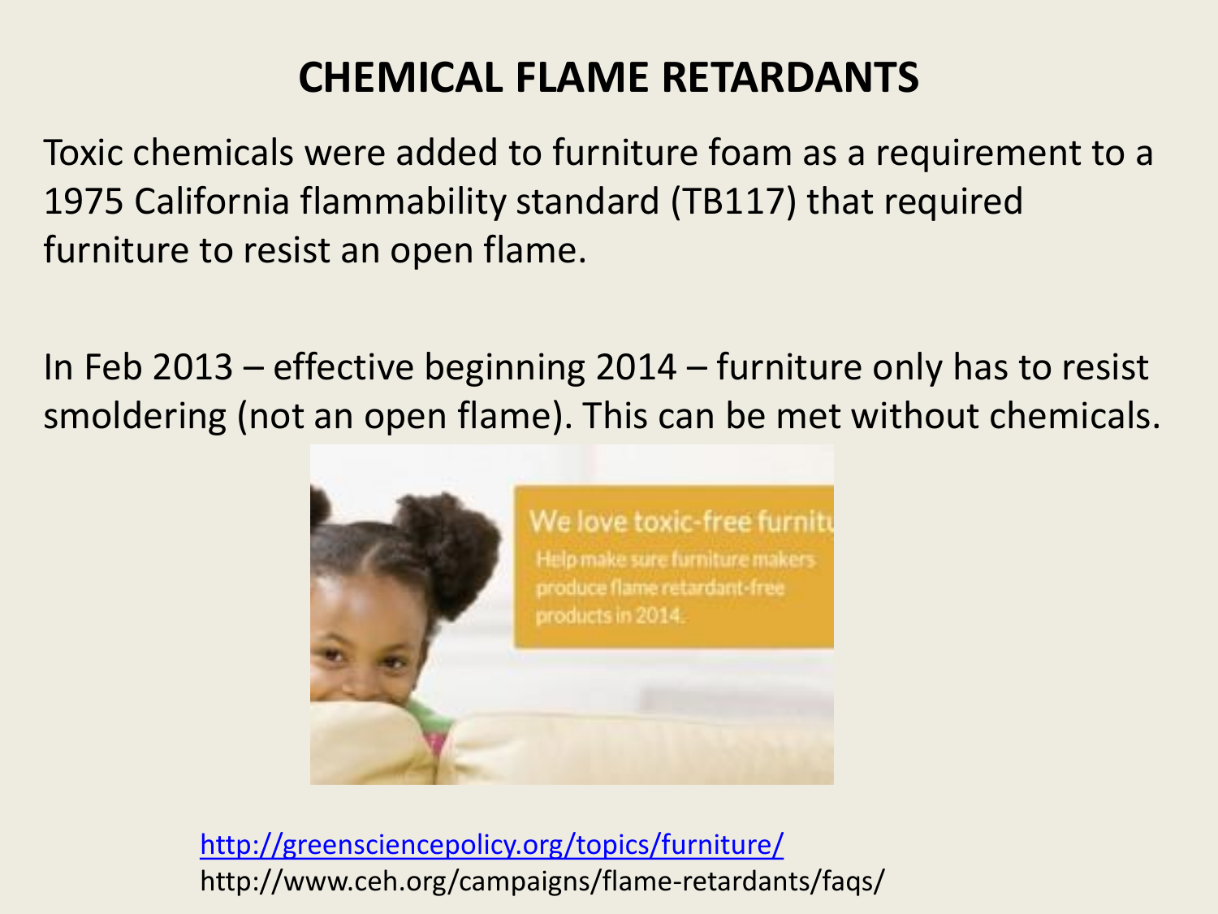# CHEMICAL FLAME RETARDANTS

Toxic chemicals were added to furniture foam as a requirement to a 1975 California flammability standard (TB117) that required furniture to resist an open flame.

In Feb 2013 – effective beginning 2014 – furniture only has to resist smoldering (not an open flame). This can be met without chemicals.

http://greensciencepolicy.org/topics/furniture/

http://www.ceh.org/campaigns/flame-retardants/faqs/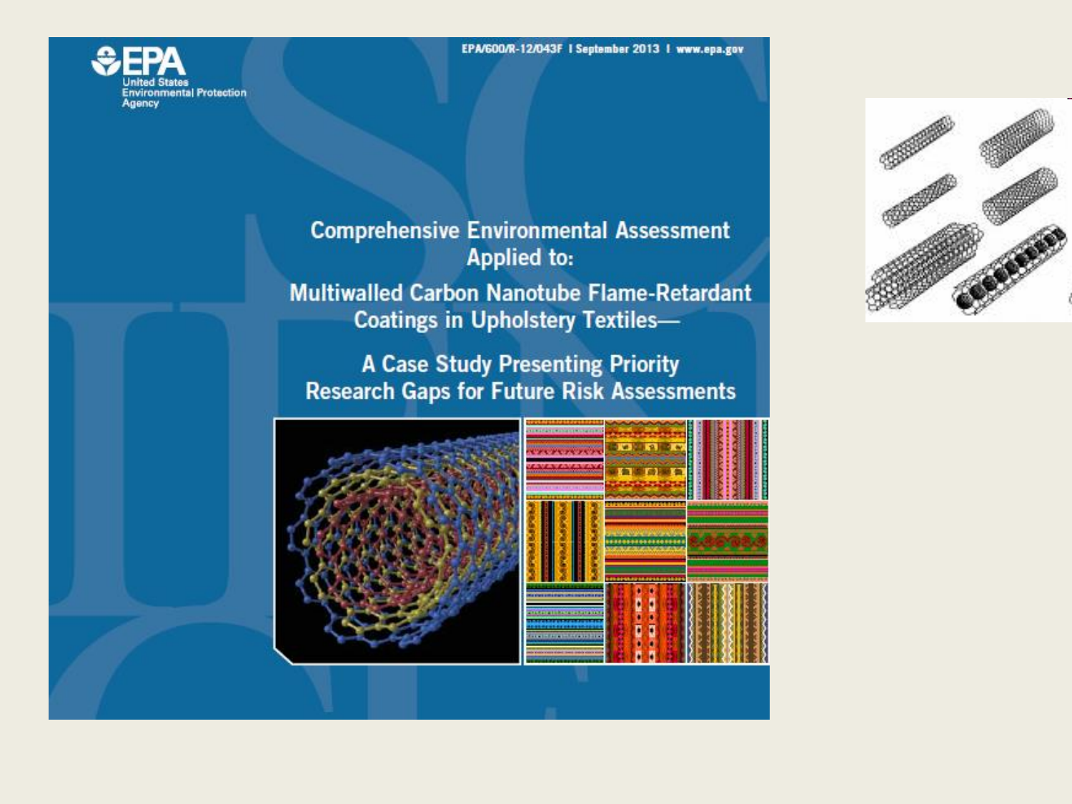EPA/600/R-12/043F | September 2013 | www.epa.gov

United States Environmental Protection Agency

# Comprehensive Environmental Assessment Applied to:

## Multiwalled Carbon Nanotube Flame-Retardant Coatings in Upholstery Textiles—

## A Case Study Presenting Priority Research Gaps for Future Risk Assessments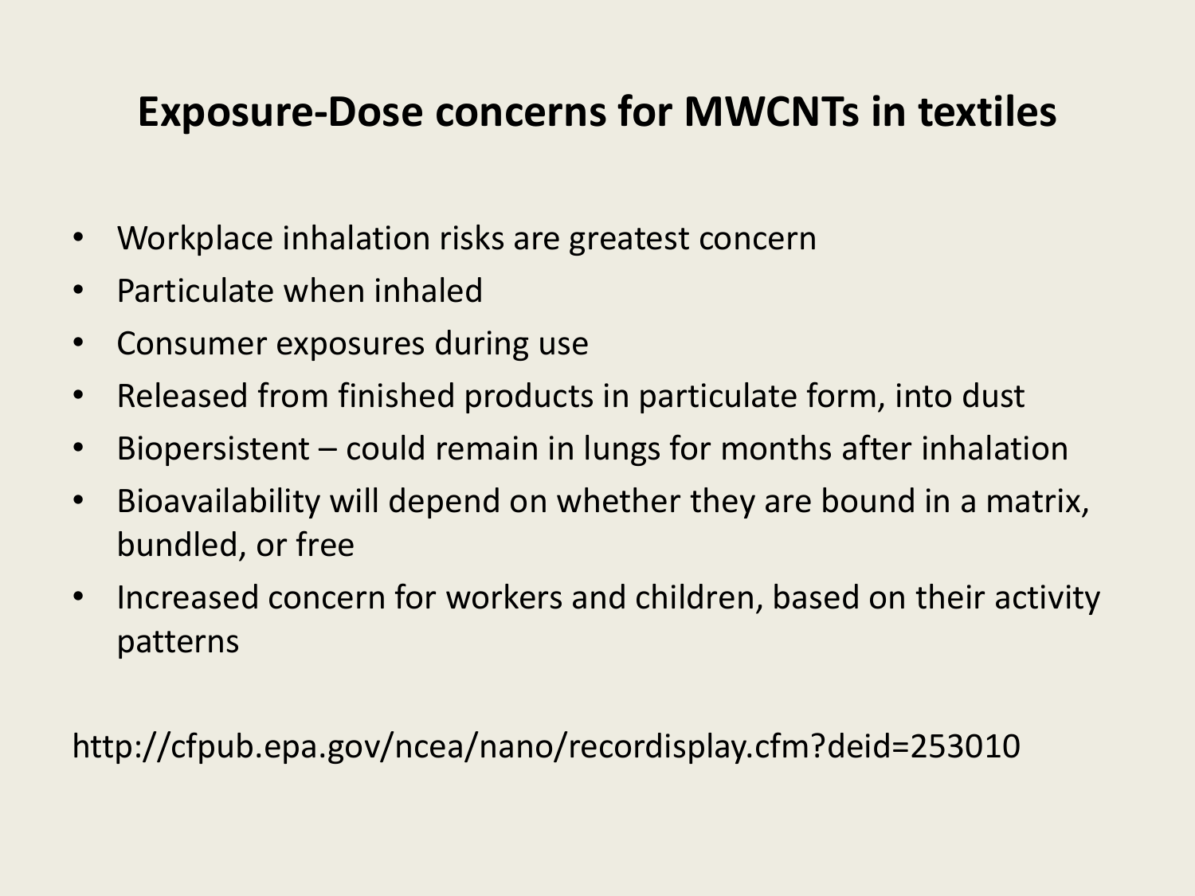# Exposure-Dose concerns for MWCNTs in textiles

- Workplace inhalation risks are greatest concern
- Particulate when inhaled
- Consumer exposures during use
- Released from finished products in particulate form, into dust
- Biopersistent – could remain in lungs for months after inhalation
- Bioavailability will depend on whether they are bound in a matrix, bundled, or free
- Increased concern for workers and children, based on their activity patterns

http://cfpub.epa.gov/ncea/nano/recordisplay.cfm?deid=253010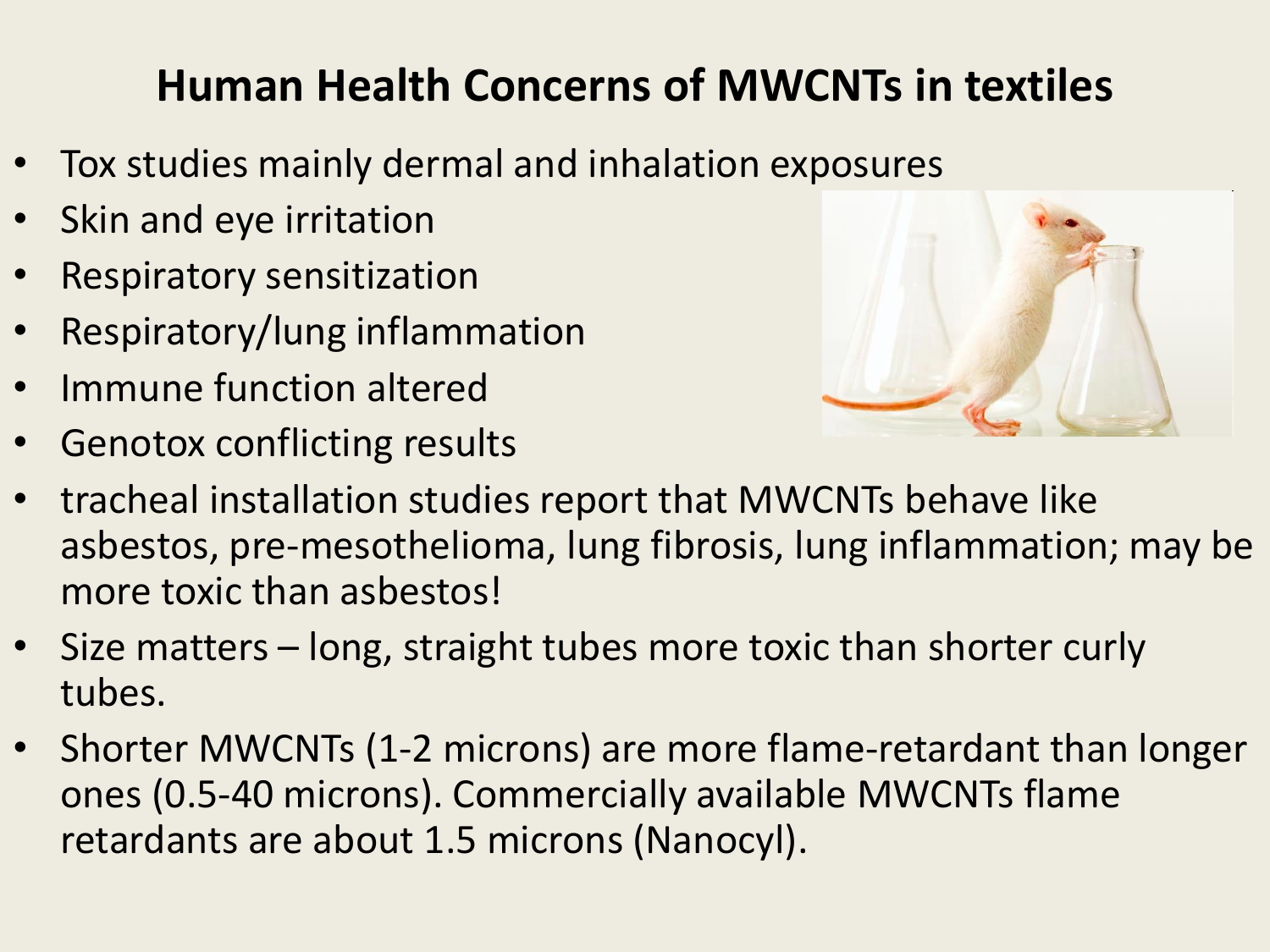# Human Health Concerns of MWCNTs in textiles

- Tox studies mainly dermal and inhalation exposures
- Skin and eye irritation
- Respiratory sensitization
- Respiratory/lung inflammation
- Immune function altered
- Genotox conflicting results
- tracheal installation studies report that MWCNTs behave like asbestos, pre-mesothelioma, lung fibrosis, lung inflammation; may be more toxic than asbestos!
- Size matters – long, straight tubes more toxic than shorter curly tubes.
- Shorter MWCNTs (1-2 microns) are more flame-retardant than longer ones (0.5-40 microns). Commercially available MWCNTs flame retardants are about 1.5 microns (Nanocyl).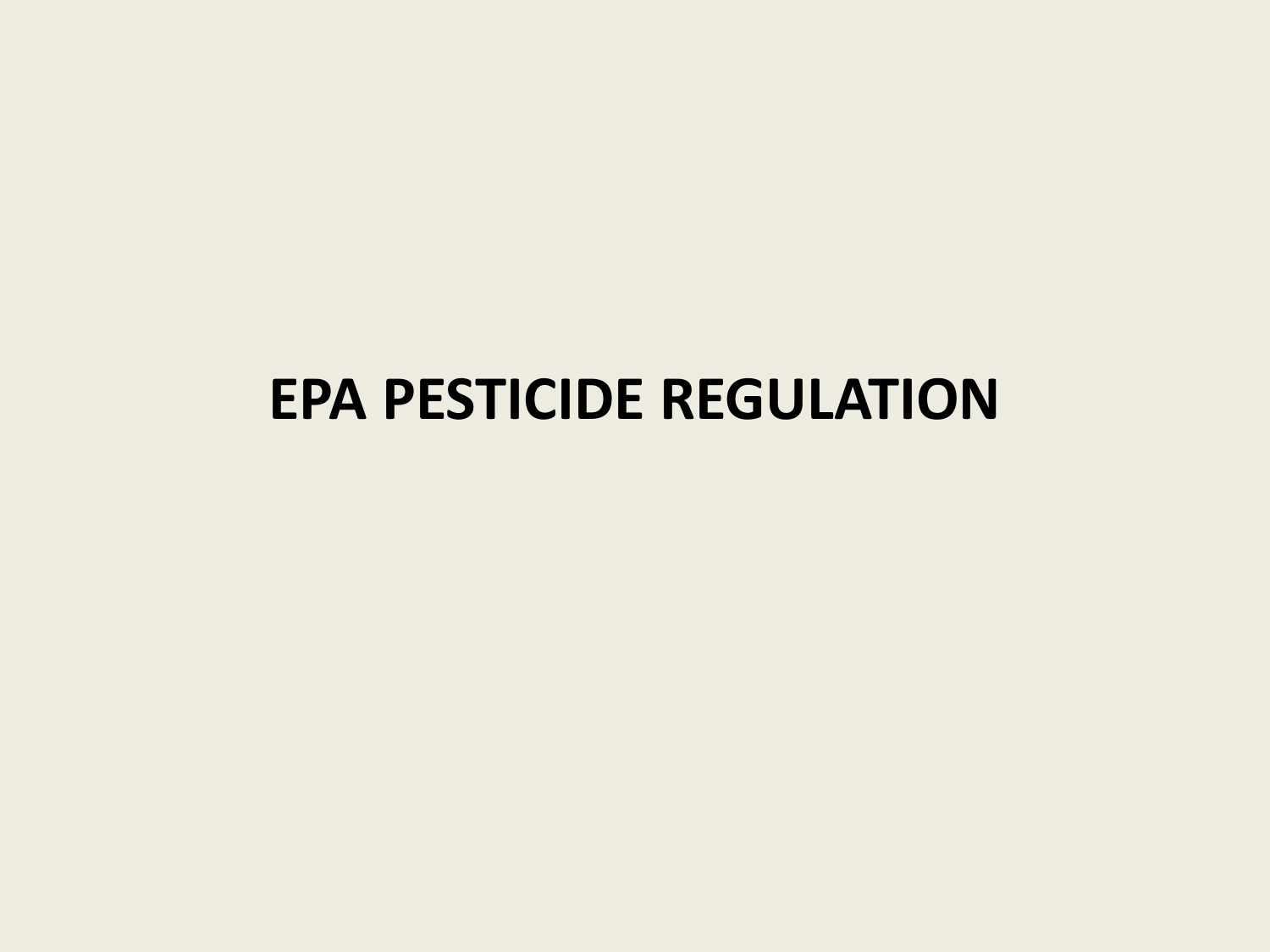# EPA PESTICIDE REGULATION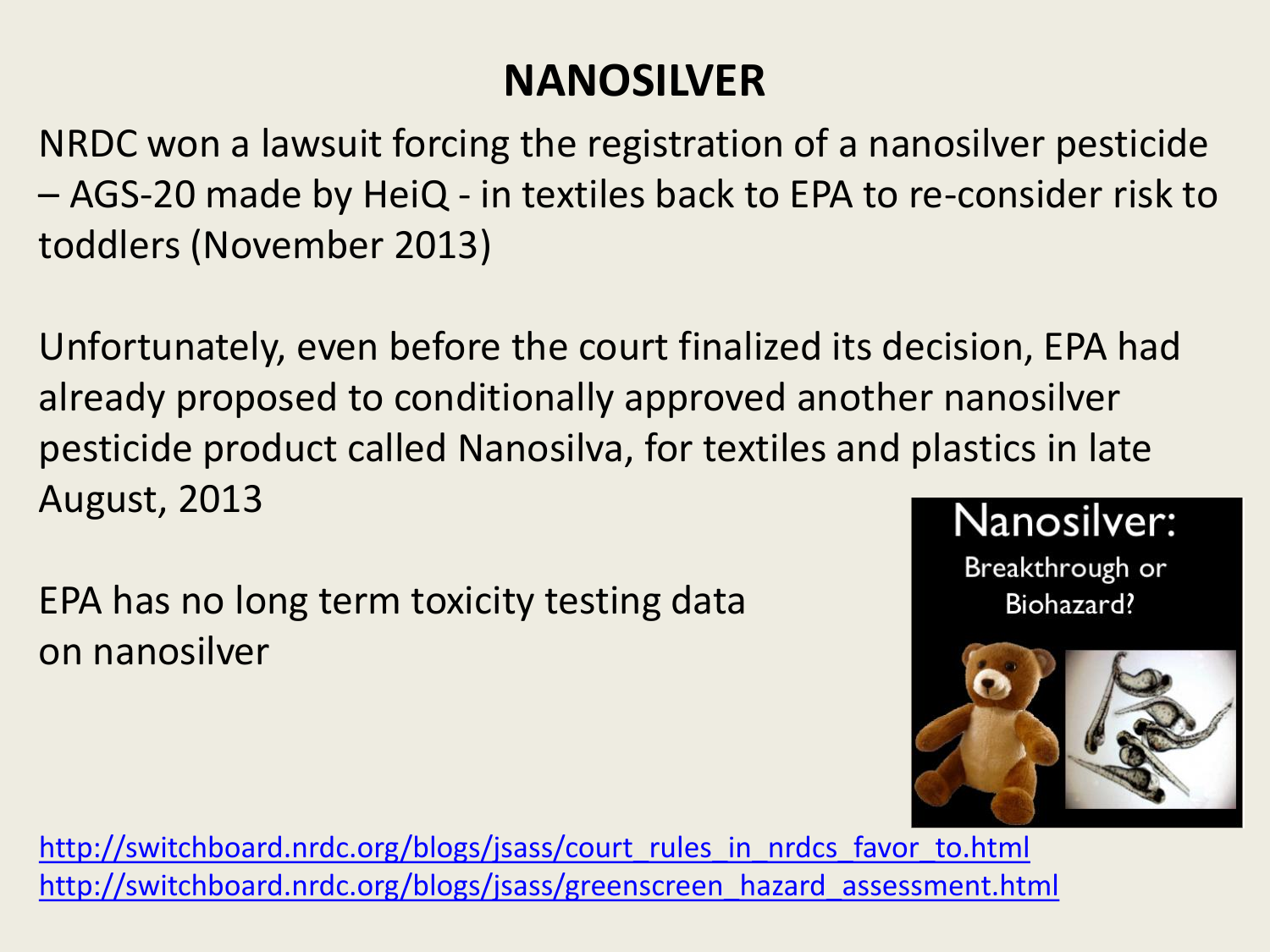# NANOSILVER

NRDC won a lawsuit forcing the registration of a nanosilver pesticide – AGS-20 made by HeiQ - in textiles back to EPA to re-consider risk to toddlers (November 2013)

Unfortunately, even before the court finalized its decision, EPA had already proposed to conditionally approved another nanosilver pesticide product called Nanosilva, for textiles and plastics in late August, 2013

EPA has no long term toxicity testing data on nanosilver

Nanosilver: Breakthrough or Biohazard?

http://switchboard.nrdc.org/blogs/jsass/court_rules_in_nrdcs_favor_to.html
http://switchboard.nrdc.org/blogs/jsass/greenscreen_hazard_assessment.html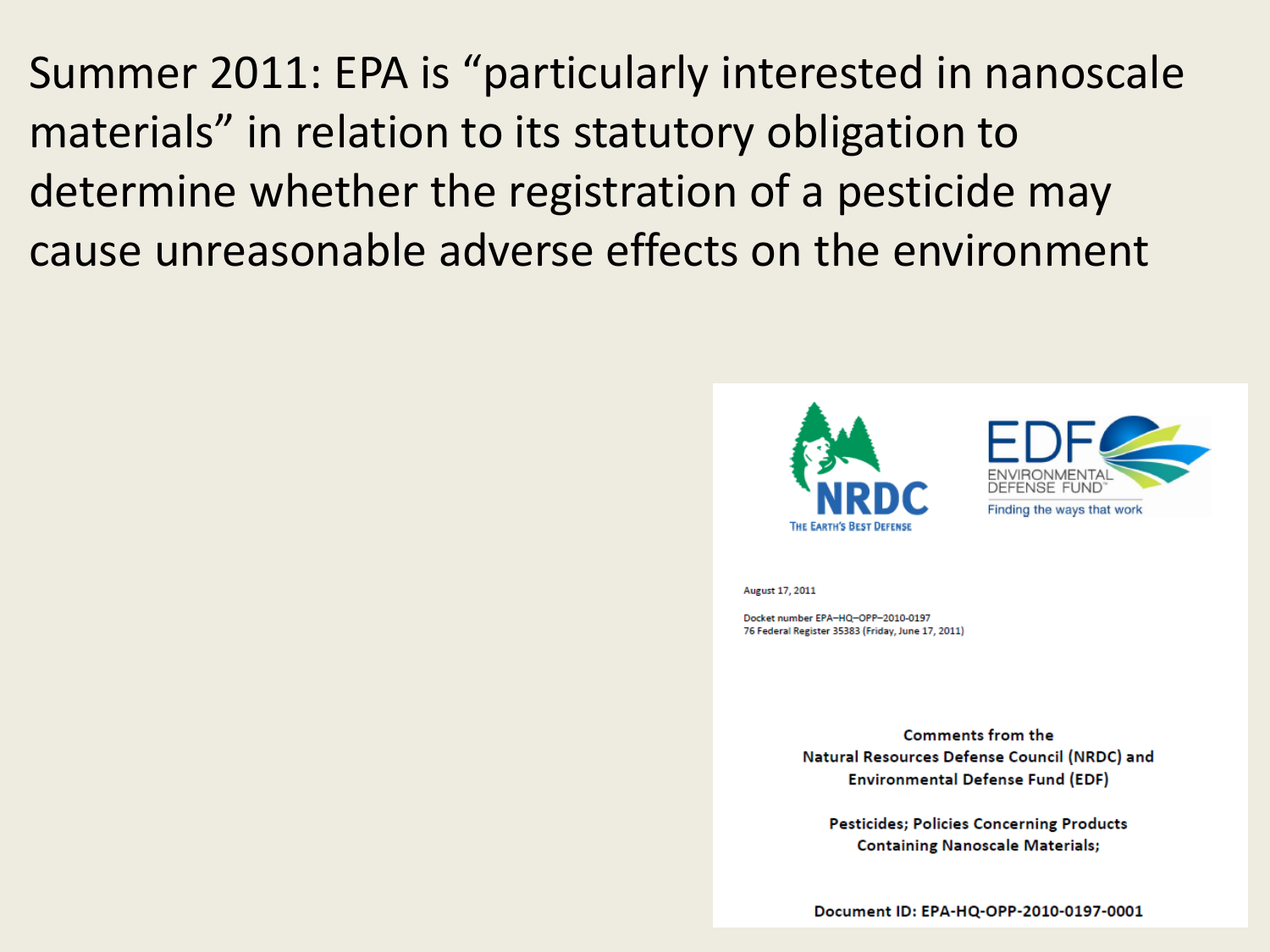Summer 2011: EPA is "particularly interested in nanoscale materials" in relation to its statutory obligation to determine whether the registration of a pesticide may cause unreasonable adverse effects on the environment

NRDC
THE EARTH'S BEST DEFENSE

EDF
ENVIRONMENTAL DEFENSE FUND
Finding the ways that work

August 17, 2011

Docket number EPA–HQ–OPP–2010–0197
76 Federal Register 35383 (Friday, June 17, 2011)

**Comments from the**
**Natural Resources Defense Council (NRDC) and**
**Environmental Defense Fund (EDF)**

**Pesticides; Policies Concerning Products**
**Containing Nanoscale Materials;**

**Document ID: EPA-HQ-OPP-2010-0197-0001**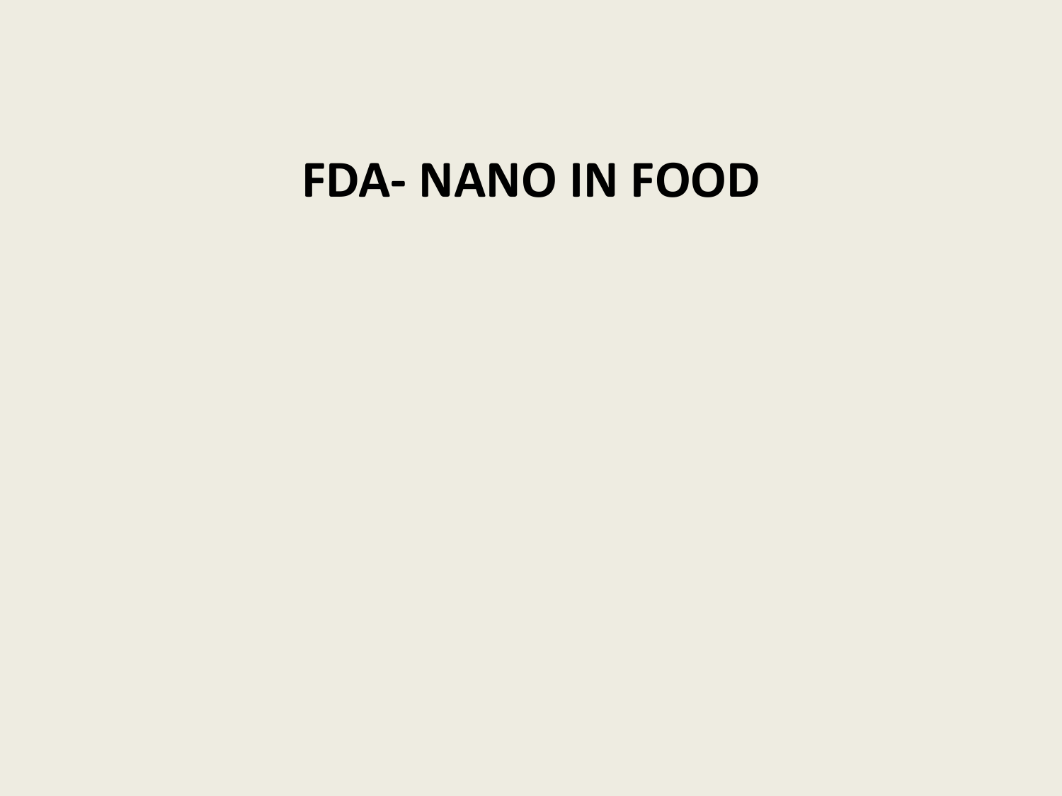# FDA- NANO IN FOOD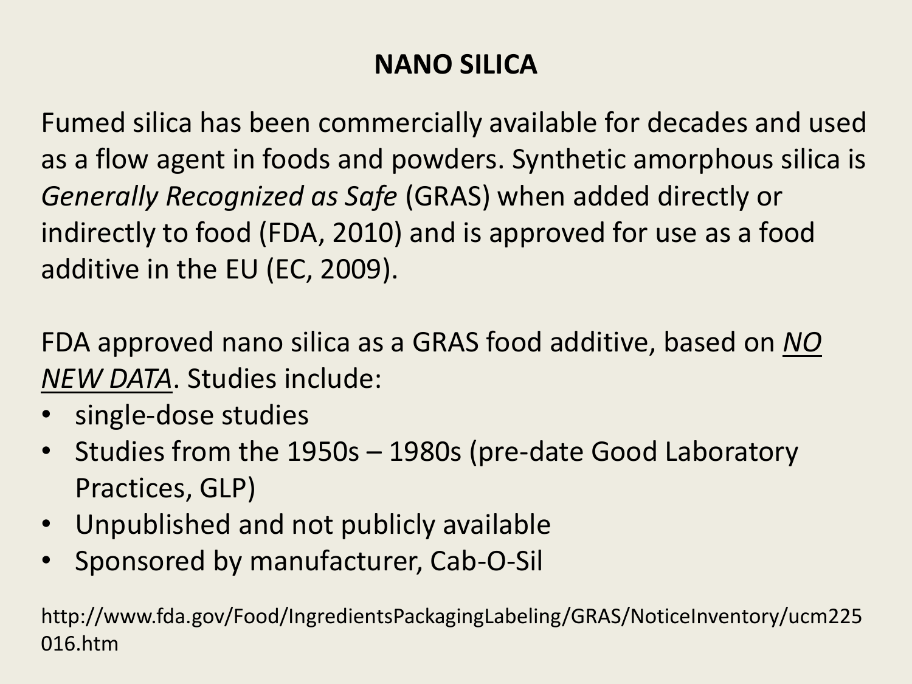# NANO SILICA

Fumed silica has been commercially available for decades and used as a flow agent in foods and powders. Synthetic amorphous silica is *Generally Recognized as Safe* (GRAS) when added directly or indirectly to food (FDA, 2010) and is approved for use as a food additive in the EU (EC, 2009).

FDA approved nano silica as a GRAS food additive, based on ***NO NEW DATA***. Studies include:

- single-dose studies
- Studies from the 1950s – 1980s (pre-date Good Laboratory Practices, GLP)
- Unpublished and not publicly available
- Sponsored by manufacturer, Cab-O-Sil

http://www.fda.gov/Food/IngredientsPackagingLabeling/GRAS/NoticeInventory/ucm225016.htm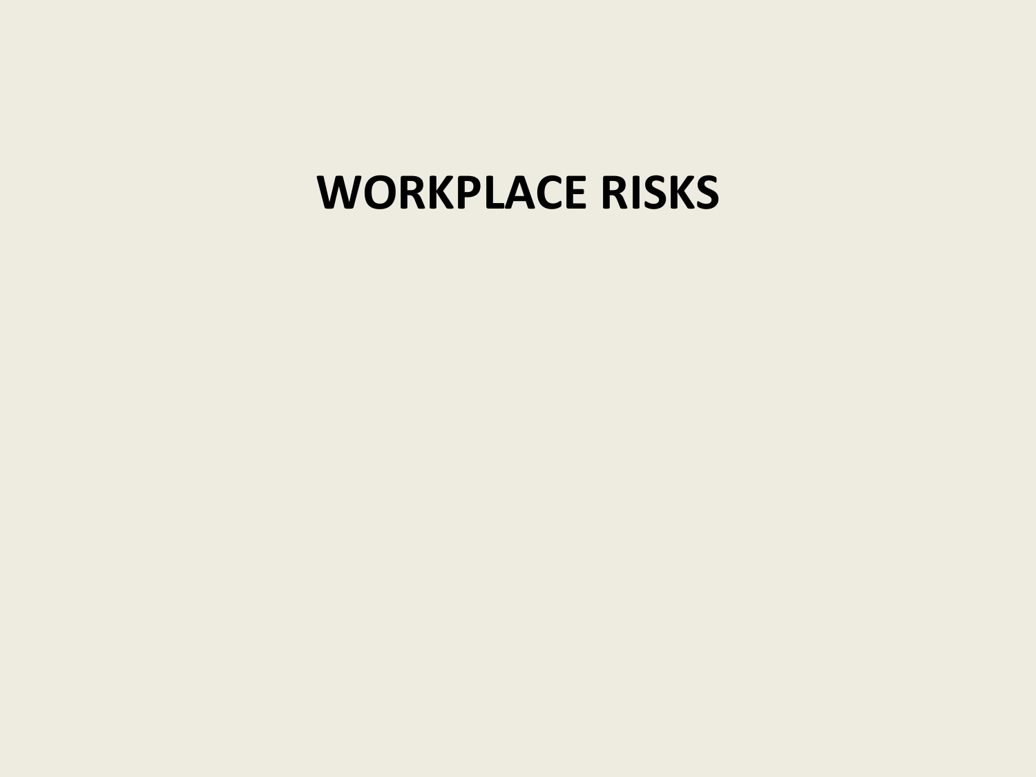# WORKPLACE RISKS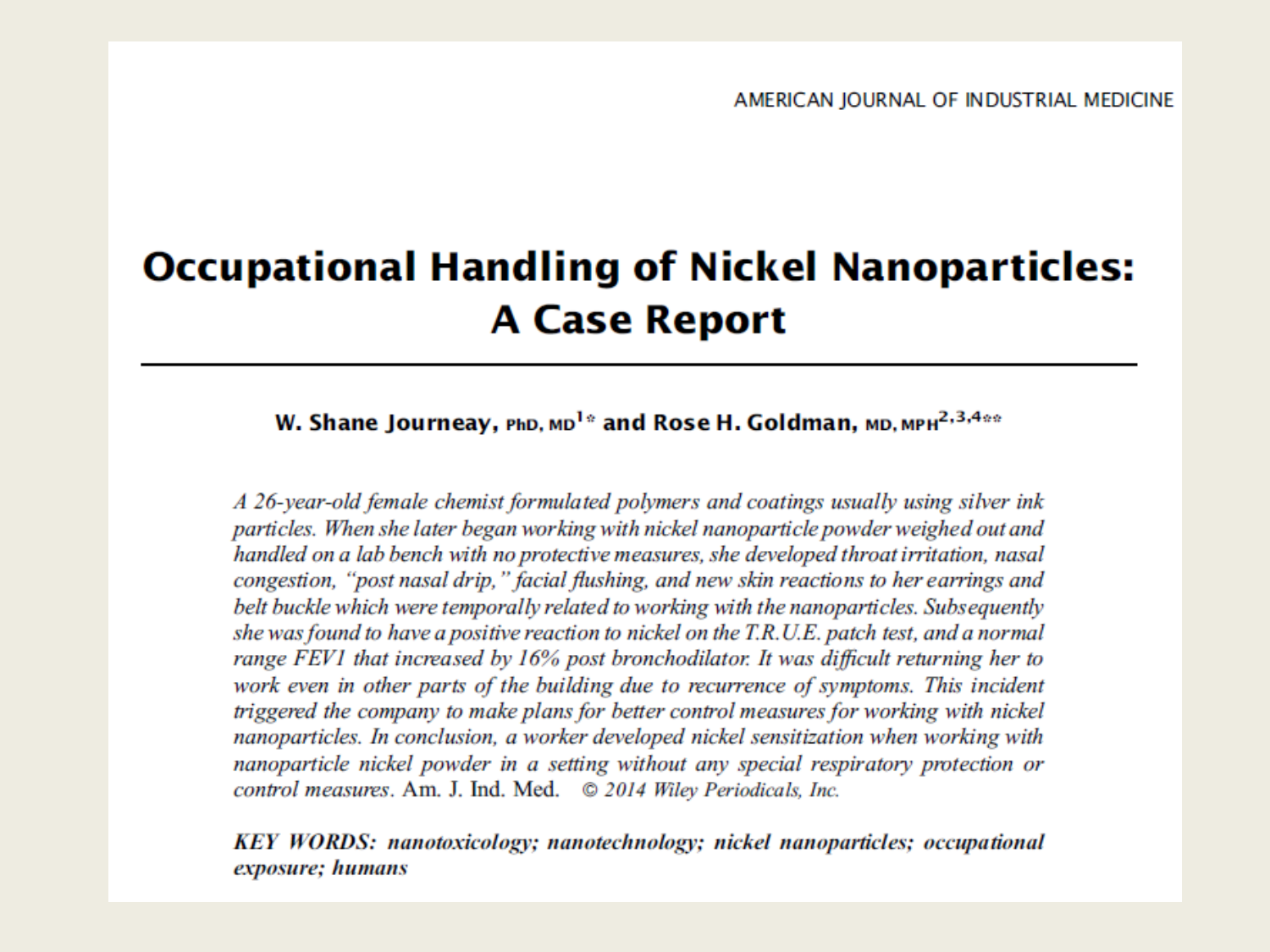AMERICAN JOURNAL OF INDUSTRIAL MEDICINE

# Occupational Handling of Nickel Nanoparticles: A Case Report

**W. Shane Journeay, PhD, MD[1]* and Rose H. Goldman, MD, MPH[2,3,4]****

*A 26-year-old female chemist formulated polymers and coatings usually using silver ink particles. When she later began working with nickel nanoparticle powder weighed out and handled on a lab bench with no protective measures, she developed throat irritation, nasal congestion, "post nasal drip," facial flushing, and new skin reactions to her earrings and belt buckle which were temporally related to working with the nanoparticles. Subsequently she was found to have a positive reaction to nickel on the T.R.U.E. patch test, and a normal range FEV1 that increased by 16% post bronchodilator. It was difficult returning her to work even in other parts of the building due to recurrence of symptoms. This incident triggered the company to make plans for better control measures for working with nickel nanoparticles. In conclusion, a worker developed nickel sensitization when working with nanoparticle nickel powder in a setting without any special respiratory protection or control measures.* Am. J. Ind. Med. *© 2014 Wiley Periodicals, Inc.*

***KEY WORDS: nanotoxicology; nanotechnology; nickel nanoparticles; occupational exposure; humans***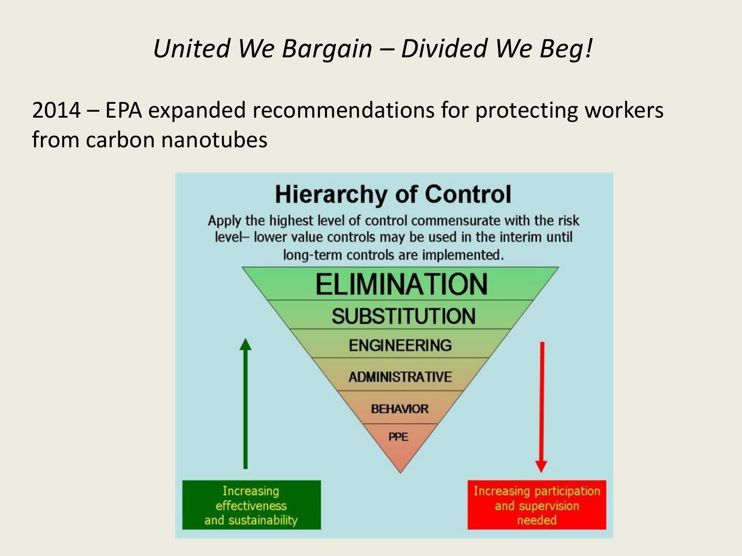*United We Bargain – Divided We Beg!*

2014 – EPA expanded recommendations for protecting workers from carbon nanotubes

## Hierarchy of Control

Apply the highest level of control commensurate with the risk level– lower value controls may be used in the interim until long-term controls are implemented.

- ELIMINATION
- SUBSTITUTION
- ENGINEERING
- ADMINISTRATIVE
- BEHAVIOR
- PPE

Increasing effectiveness and sustainability

Increasing participation and supervision needed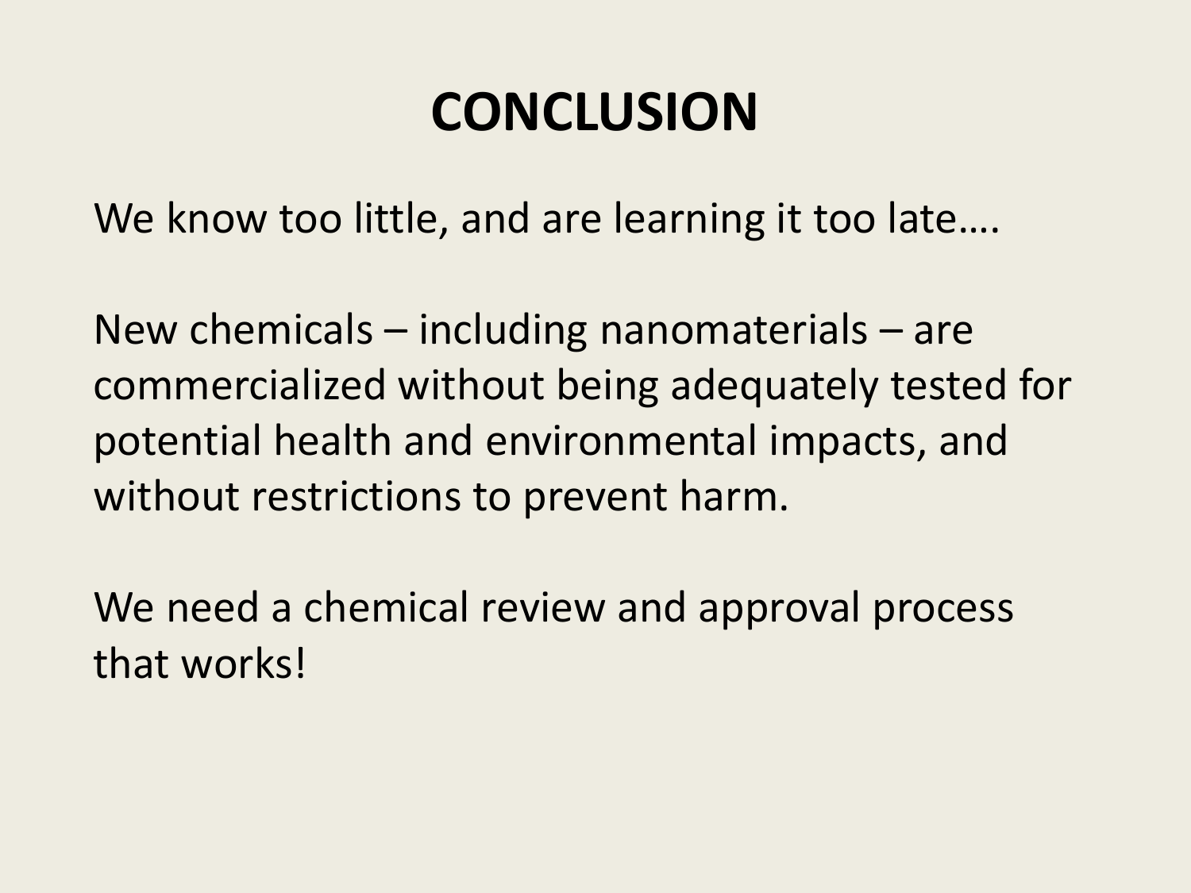# CONCLUSION

We know too little, and are learning it too late….

New chemicals – including nanomaterials – are commercialized without being adequately tested for potential health and environmental impacts, and without restrictions to prevent harm.

We need a chemical review and approval process that works!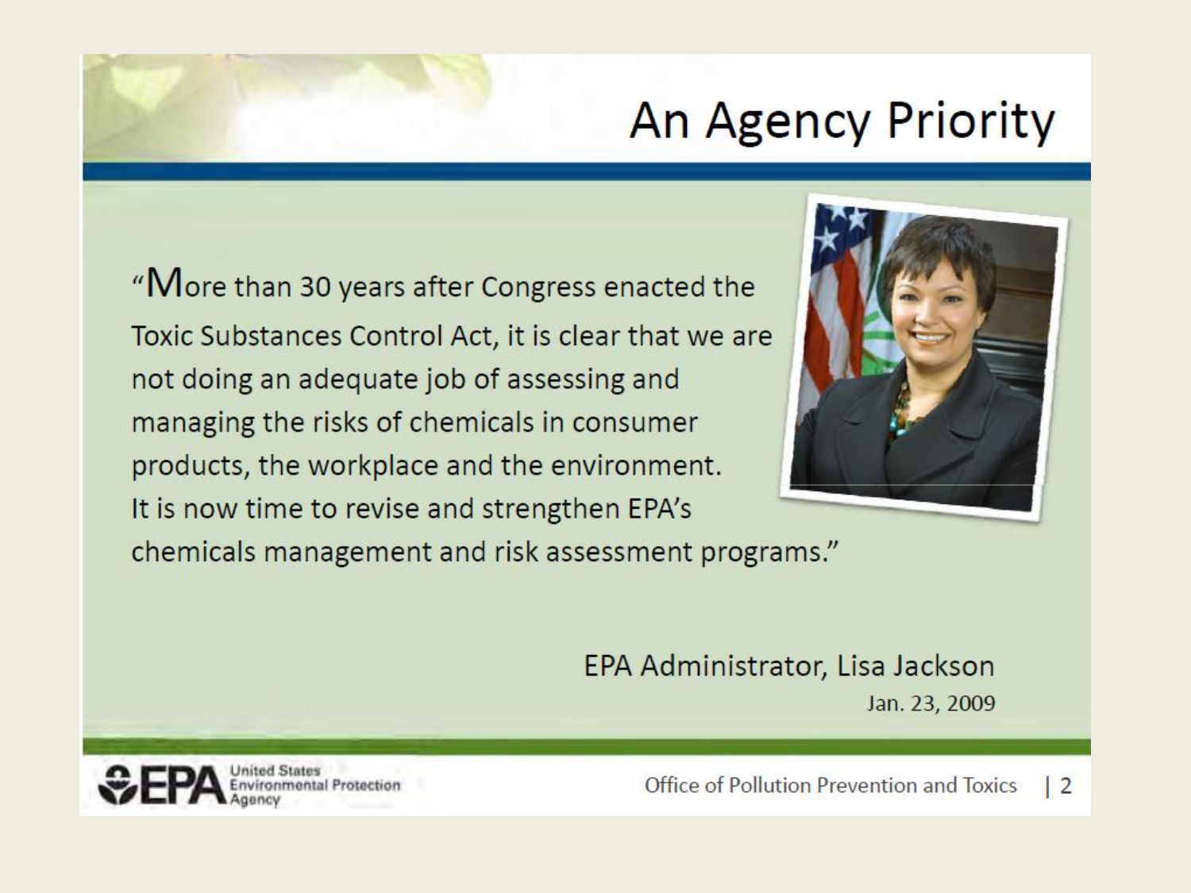# An Agency Priority

"More than 30 years after Congress enacted the Toxic Substances Control Act, it is clear that we are not doing an adequate job of assessing and managing the risks of chemicals in consumer products, the workplace and the environment. It is now time to revise and strengthen EPA's chemicals management and risk assessment programs."

EPA Administrator, Lisa Jackson
Jan. 23, 2009